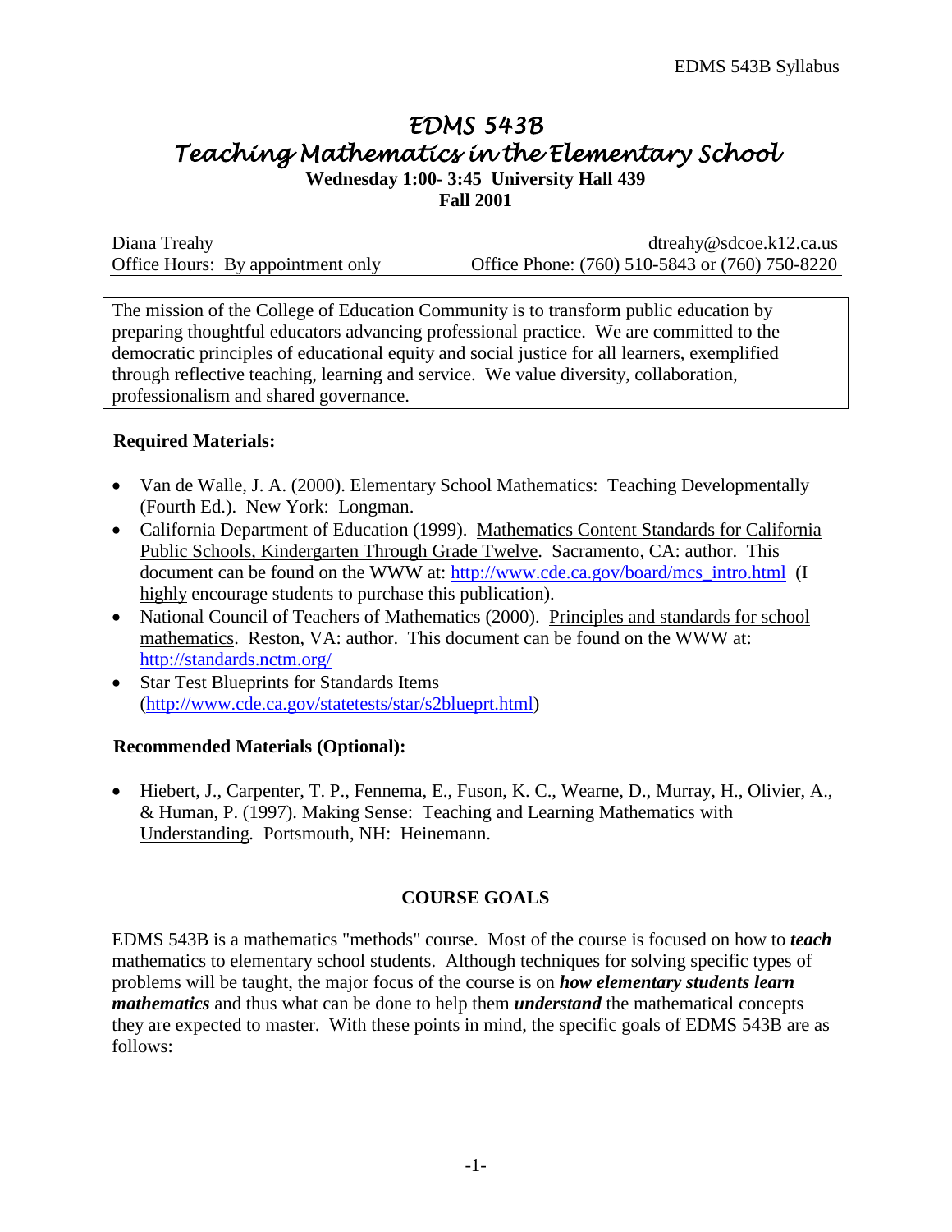# EDMS 543B
# Teaching Mathematics in the Elementary School

**Wednesday 1:00- 3:45 University Hall 439**
**Fall 2001**

| Diana Treahy | dtreahy@sdcoe.k12.ca.us |
|---|---|
| Office Hours: By appointment only | Office Phone: (760) 510-5843 or (760) 750-8220 |

The mission of the College of Education Community is to transform public education by preparing thoughtful educators advancing professional practice. We are committed to the democratic principles of educational equity and social justice for all learners, exemplified through reflective teaching, learning and service. We value diversity, collaboration, professionalism and shared governance.

**Required Materials:**

- Van de Walle, J. A. (2000). Elementary School Mathematics: Teaching Developmentally (Fourth Ed.). New York: Longman.
- California Department of Education (1999). Mathematics Content Standards for California Public Schools, Kindergarten Through Grade Twelve. Sacramento, CA: author. This document can be found on the WWW at: http://www.cde.ca.gov/board/mcs_intro.html (I highly encourage students to purchase this publication).
- National Council of Teachers of Mathematics (2000). Principles and standards for school mathematics. Reston, VA: author. This document can be found on the WWW at: http://standards.nctm.org/
- Star Test Blueprints for Standards Items (http://www.cde.ca.gov/statetests/star/s2blueprt.html)

**Recommended Materials (Optional):**

- Hiebert, J., Carpenter, T. P., Fennema, E., Fuson, K. C., Wearne, D., Murray, H., Olivier, A., & Human, P. (1997). Making Sense: Teaching and Learning Mathematics with Understanding. Portsmouth, NH: Heinemann.

## COURSE GOALS

EDMS 543B is a mathematics "methods" course. Most of the course is focused on how to ***teach*** mathematics to elementary school students. Although techniques for solving specific types of problems will be taught, the major focus of the course is on ***how elementary students learn mathematics*** and thus what can be done to help them ***understand*** the mathematical concepts they are expected to master. With these points in mind, the specific goals of EDMS 543B are as follows: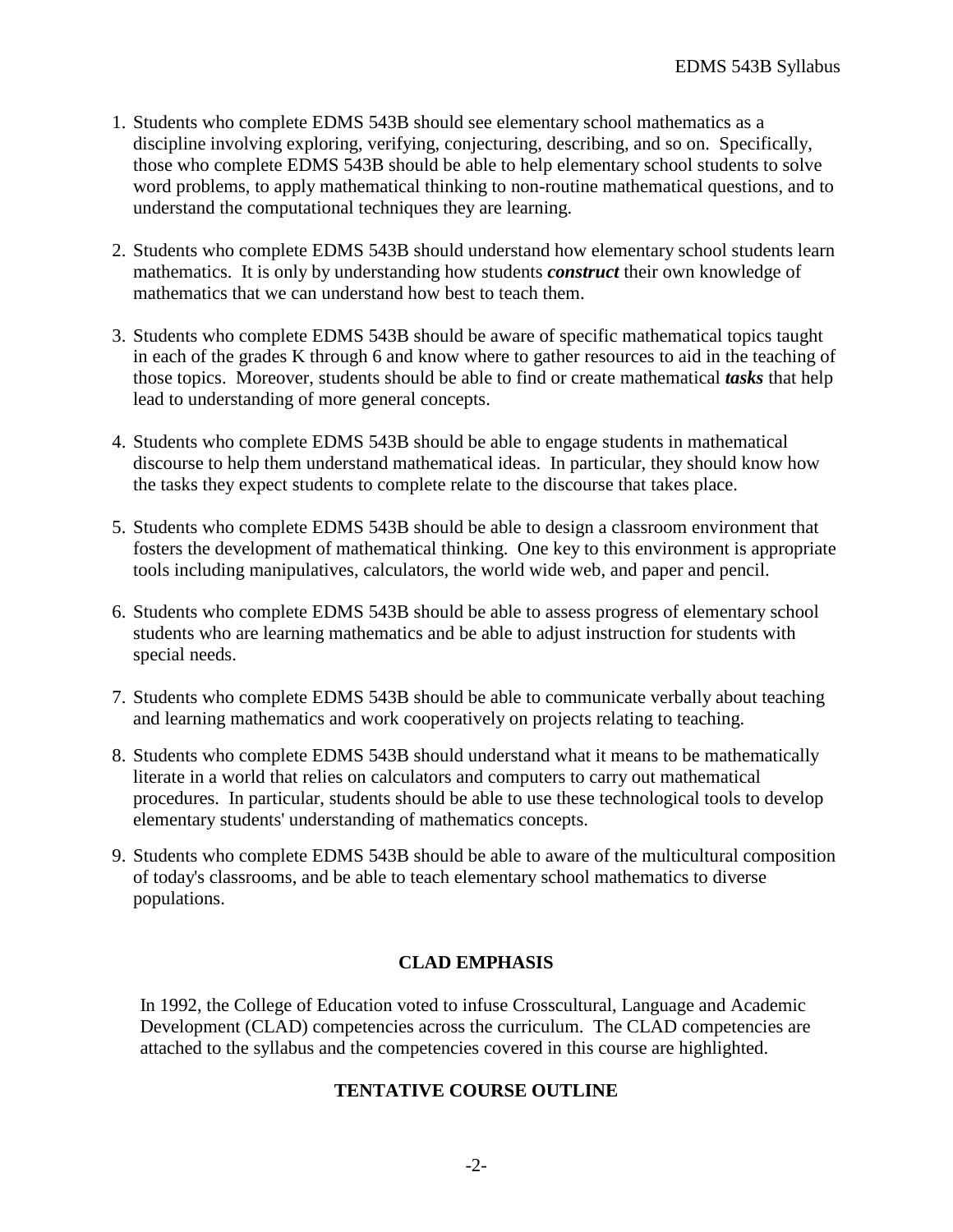1. Students who complete EDMS 543B should see elementary school mathematics as a discipline involving exploring, verifying, conjecturing, describing, and so on. Specifically, those who complete EDMS 543B should be able to help elementary school students to solve word problems, to apply mathematical thinking to non-routine mathematical questions, and to understand the computational techniques they are learning.

2. Students who complete EDMS 543B should understand how elementary school students learn mathematics. It is only by understanding how students ***construct*** their own knowledge of mathematics that we can understand how best to teach them.

3. Students who complete EDMS 543B should be aware of specific mathematical topics taught in each of the grades K through 6 and know where to gather resources to aid in the teaching of those topics. Moreover, students should be able to find or create mathematical ***tasks*** that help lead to understanding of more general concepts.

4. Students who complete EDMS 543B should be able to engage students in mathematical discourse to help them understand mathematical ideas. In particular, they should know how the tasks they expect students to complete relate to the discourse that takes place.

5. Students who complete EDMS 543B should be able to design a classroom environment that fosters the development of mathematical thinking. One key to this environment is appropriate tools including manipulatives, calculators, the world wide web, and paper and pencil.

6. Students who complete EDMS 543B should be able to assess progress of elementary school students who are learning mathematics and be able to adjust instruction for students with special needs.

7. Students who complete EDMS 543B should be able to communicate verbally about teaching and learning mathematics and work cooperatively on projects relating to teaching.

8. Students who complete EDMS 543B should understand what it means to be mathematically literate in a world that relies on calculators and computers to carry out mathematical procedures. In particular, students should be able to use these technological tools to develop elementary students' understanding of mathematics concepts.

9. Students who complete EDMS 543B should be able to aware of the multicultural composition of today's classrooms, and be able to teach elementary school mathematics to diverse populations.

## CLAD EMPHASIS

In 1992, the College of Education voted to infuse Crosscultural, Language and Academic Development (CLAD) competencies across the curriculum. The CLAD competencies are attached to the syllabus and the competencies covered in this course are highlighted.

## TENTATIVE COURSE OUTLINE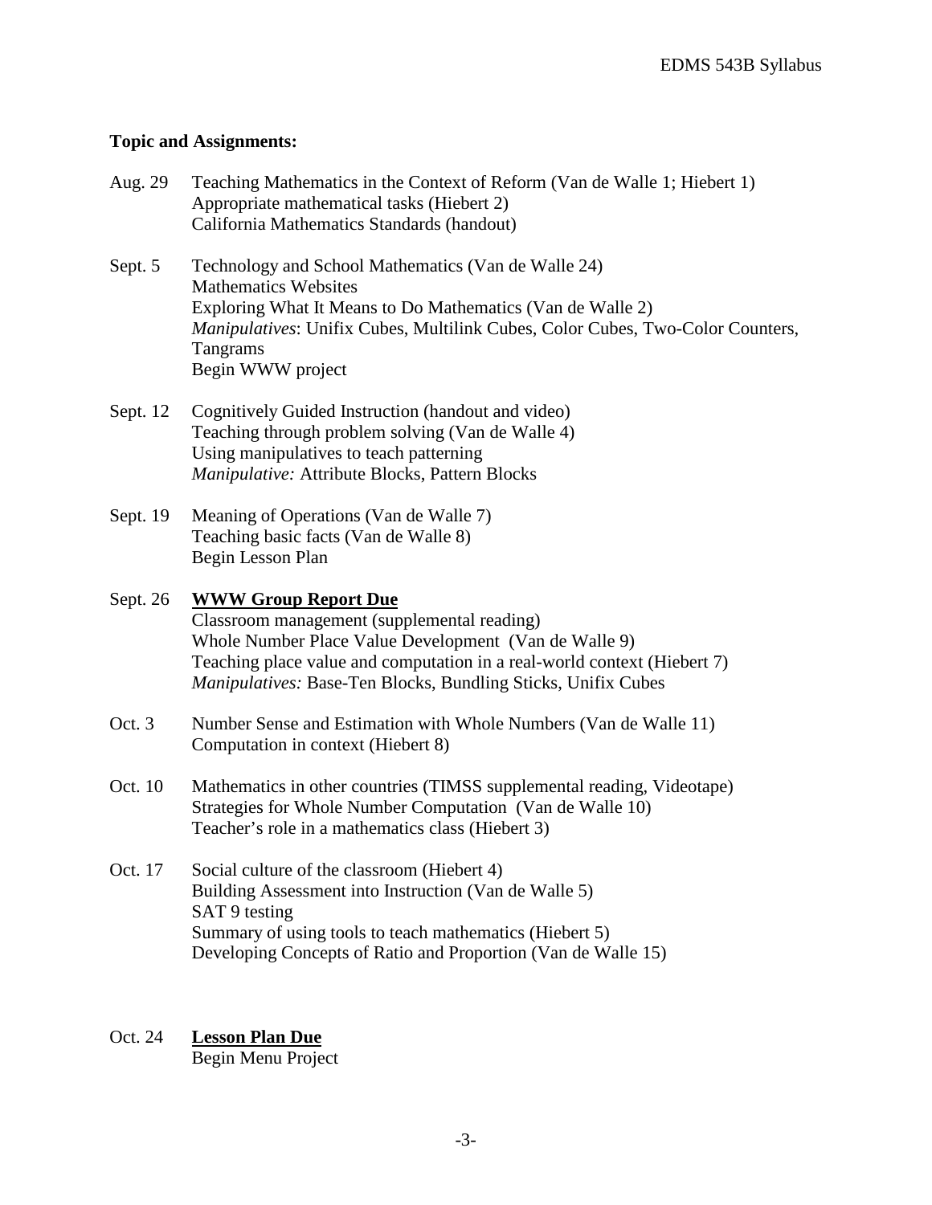**Topic and Assignments:**

Aug. 29 Teaching Mathematics in the Context of Reform (Van de Walle 1; Hiebert 1)
Appropriate mathematical tasks (Hiebert 2)
California Mathematics Standards (handout)

Sept. 5 Technology and School Mathematics (Van de Walle 24)
Mathematics Websites
Exploring What It Means to Do Mathematics (Van de Walle 2)
*Manipulatives*: Unifix Cubes, Multilink Cubes, Color Cubes, Two-Color Counters, Tangrams
Begin WWW project

Sept. 12 Cognitively Guided Instruction (handout and video)
Teaching through problem solving (Van de Walle 4)
Using manipulatives to teach patterning
*Manipulative:* Attribute Blocks, Pattern Blocks

Sept. 19 Meaning of Operations (Van de Walle 7)
Teaching basic facts (Van de Walle 8)
Begin Lesson Plan

Sept. 26 **WWW Group Report Due**
Classroom management (supplemental reading)
Whole Number Place Value Development (Van de Walle 9)
Teaching place value and computation in a real-world context (Hiebert 7)
*Manipulatives:* Base-Ten Blocks, Bundling Sticks, Unifix Cubes

Oct. 3 Number Sense and Estimation with Whole Numbers (Van de Walle 11)
Computation in context (Hiebert 8)

Oct. 10 Mathematics in other countries (TIMSS supplemental reading, Videotape)
Strategies for Whole Number Computation (Van de Walle 10)
Teacher's role in a mathematics class (Hiebert 3)

Oct. 17 Social culture of the classroom (Hiebert 4)
Building Assessment into Instruction (Van de Walle 5)
SAT 9 testing
Summary of using tools to teach mathematics (Hiebert 5)
Developing Concepts of Ratio and Proportion (Van de Walle 15)

Oct. 24 **Lesson Plan Due**
Begin Menu Project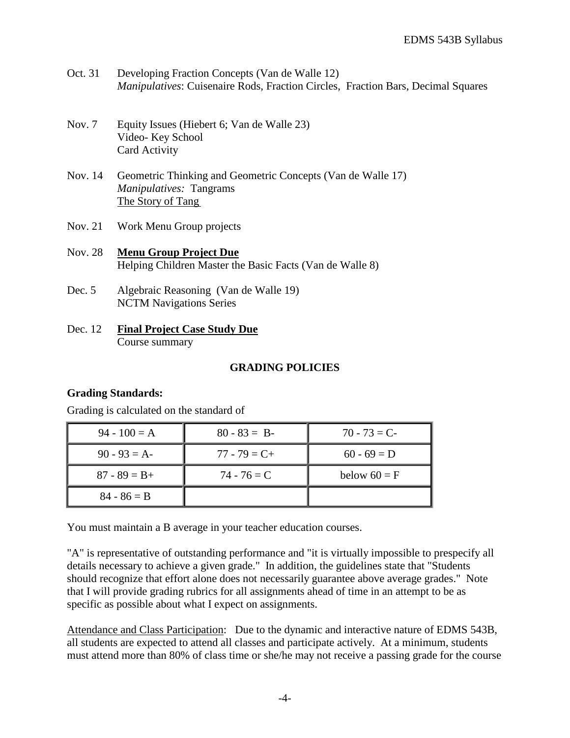Oct. 31 Developing Fraction Concepts (Van de Walle 12)
*Manipulatives*: Cuisenaire Rods, Fraction Circles, Fraction Bars, Decimal Squares

Nov. 7 Equity Issues (Hiebert 6; Van de Walle 23)
Video- Key School
Card Activity

Nov. 14 Geometric Thinking and Geometric Concepts (Van de Walle 17)
*Manipulatives:* Tangrams
<u>The Story of Tang</u>

Nov. 21 Work Menu Group projects

Nov. 28 **<u>Menu Group Project Due</u>**
Helping Children Master the Basic Facts (Van de Walle 8)

Dec. 5 Algebraic Reasoning (Van de Walle 19)
NCTM Navigations Series

Dec. 12 **<u>Final Project Case Study Due</u>**
Course summary

## GRADING POLICIES

**Grading Standards:**

Grading is calculated on the standard of

| | | |
|---|---|---|
| 94 - 100 = A | 80 - 83 = B- | 70 - 73 = C- |
| 90 - 93 = A- | 77 - 79 = C+ | 60 - 69 = D |
| 87 - 89 = B+ | 74 - 76 = C | below 60 = F |
| 84 - 86 = B | | |

You must maintain a B average in your teacher education courses.

"A" is representative of outstanding performance and "it is virtually impossible to prespecify all details necessary to achieve a given grade." In addition, the guidelines state that "Students should recognize that effort alone does not necessarily guarantee above average grades." Note that I will provide grading rubrics for all assignments ahead of time in an attempt to be as specific as possible about what I expect on assignments.

<u>Attendance and Class Participation</u>: Due to the dynamic and interactive nature of EDMS 543B, all students are expected to attend all classes and participate actively. At a minimum, students must attend more than 80% of class time or she/he may not receive a passing grade for the course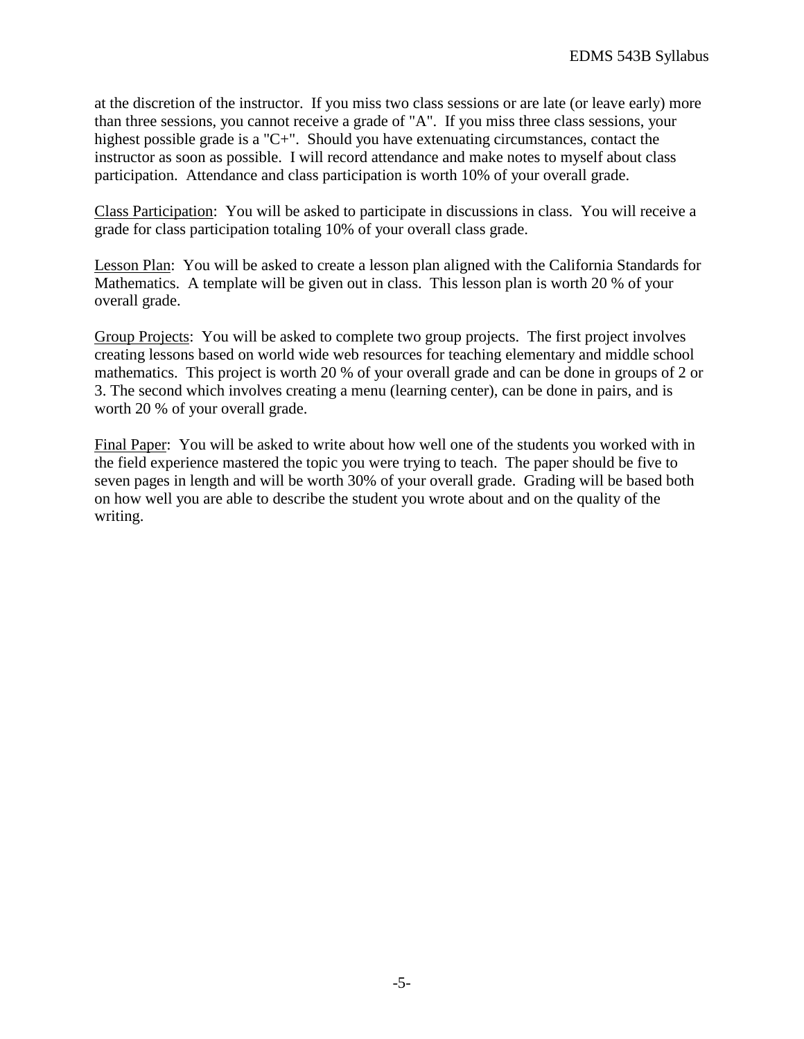at the discretion of the instructor. If you miss two class sessions or are late (or leave early) more than three sessions, you cannot receive a grade of "A". If you miss three class sessions, your highest possible grade is a "C+". Should you have extenuating circumstances, contact the instructor as soon as possible. I will record attendance and make notes to myself about class participation. Attendance and class participation is worth 10% of your overall grade.

<u>Class Participation</u>: You will be asked to participate in discussions in class. You will receive a grade for class participation totaling 10% of your overall class grade.

<u>Lesson Plan</u>: You will be asked to create a lesson plan aligned with the California Standards for Mathematics. A template will be given out in class. This lesson plan is worth 20 % of your overall grade.

<u>Group Projects</u>: You will be asked to complete two group projects. The first project involves creating lessons based on world wide web resources for teaching elementary and middle school mathematics. This project is worth 20 % of your overall grade and can be done in groups of 2 or 3. The second which involves creating a menu (learning center), can be done in pairs, and is worth 20 % of your overall grade.

<u>Final Paper</u>: You will be asked to write about how well one of the students you worked with in the field experience mastered the topic you were trying to teach. The paper should be five to seven pages in length and will be worth 30% of your overall grade. Grading will be based both on how well you are able to describe the student you wrote about and on the quality of the writing.